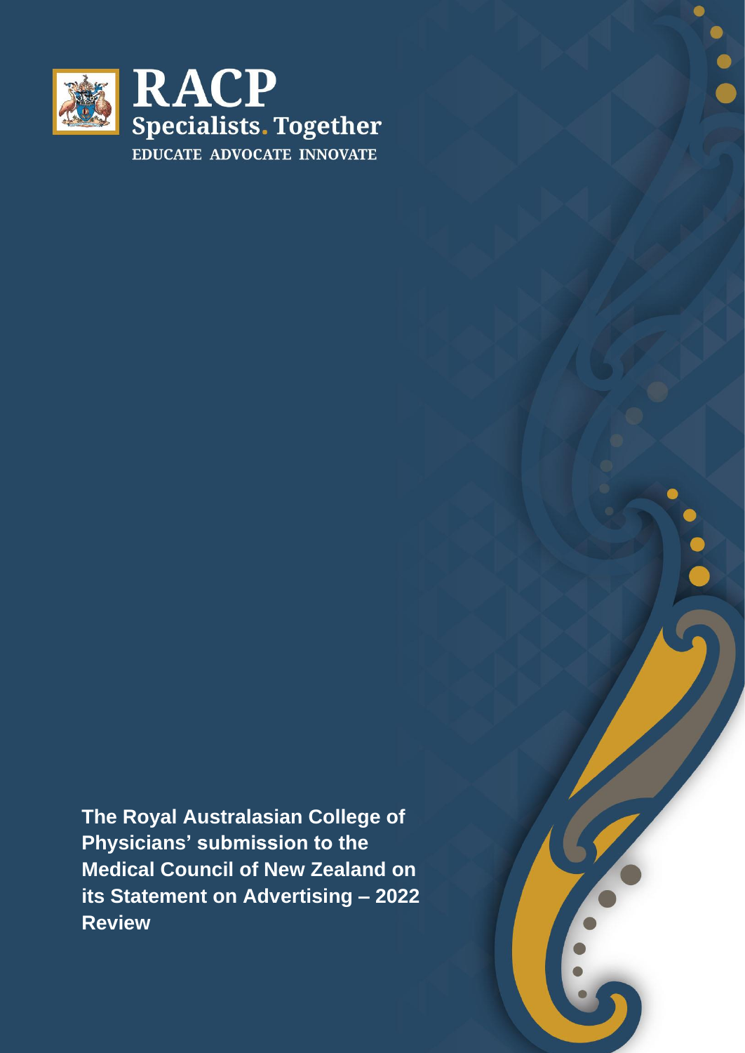**RACP**
**Specialists. Together**
EDUCATE ADVOCATE INNOVATE

# The Royal Australasian College of Physicians' submission to the Medical Council of New Zealand on its Statement on Advertising – 2022 Review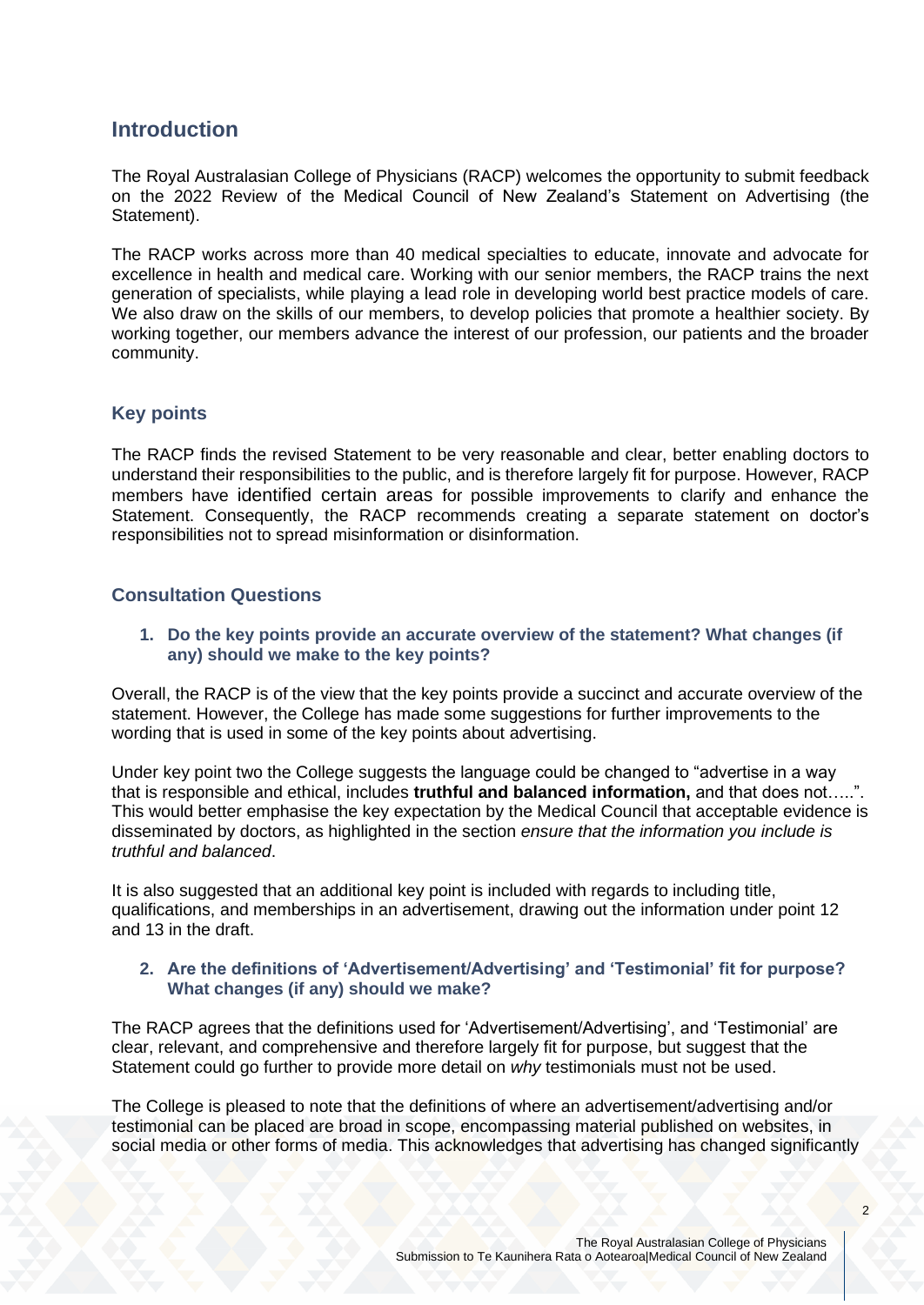## Introduction

The Royal Australasian College of Physicians (RACP) welcomes the opportunity to submit feedback on the 2022 Review of the Medical Council of New Zealand's Statement on Advertising (the Statement).

The RACP works across more than 40 medical specialties to educate, innovate and advocate for excellence in health and medical care. Working with our senior members, the RACP trains the next generation of specialists, while playing a lead role in developing world best practice models of care. We also draw on the skills of our members, to develop policies that promote a healthier society. By working together, our members advance the interest of our profession, our patients and the broader community.

### Key points

The RACP finds the revised Statement to be very reasonable and clear, better enabling doctors to understand their responsibilities to the public, and is therefore largely fit for purpose. However, RACP members have identified certain areas for possible improvements to clarify and enhance the Statement. Consequently, the RACP recommends creating a separate statement on doctor's responsibilities not to spread misinformation or disinformation.

### Consultation Questions

1. **Do the key points provide an accurate overview of the statement? What changes (if any) should we make to the key points?**

Overall, the RACP is of the view that the key points provide a succinct and accurate overview of the statement. However, the College has made some suggestions for further improvements to the wording that is used in some of the key points about advertising.

Under key point two the College suggests the language could be changed to "advertise in a way that is responsible and ethical, includes **truthful and balanced information,** and that does not…..". This would better emphasise the key expectation by the Medical Council that acceptable evidence is disseminated by doctors, as highlighted in the section *ensure that the information you include is truthful and balanced*.

It is also suggested that an additional key point is included with regards to including title, qualifications, and memberships in an advertisement, drawing out the information under point 12 and 13 in the draft.

2. **Are the definitions of 'Advertisement/Advertising' and 'Testimonial' fit for purpose? What changes (if any) should we make?**

The RACP agrees that the definitions used for 'Advertisement/Advertising', and 'Testimonial' are clear, relevant, and comprehensive and therefore largely fit for purpose, but suggest that the Statement could go further to provide more detail on *why* testimonials must not be used.

The College is pleased to note that the definitions of where an advertisement/advertising and/or testimonial can be placed are broad in scope, encompassing material published on websites, in social media or other forms of media. This acknowledges that advertising has changed significantly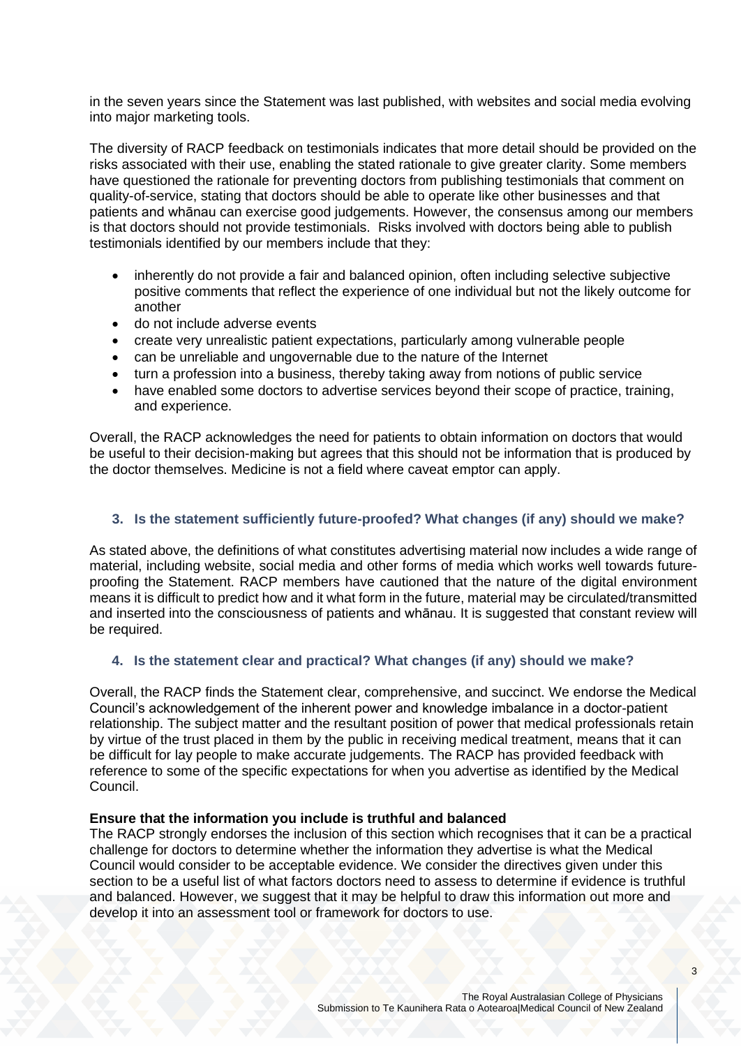in the seven years since the Statement was last published, with websites and social media evolving into major marketing tools.

The diversity of RACP feedback on testimonials indicates that more detail should be provided on the risks associated with their use, enabling the stated rationale to give greater clarity. Some members have questioned the rationale for preventing doctors from publishing testimonials that comment on quality-of-service, stating that doctors should be able to operate like other businesses and that patients and whānau can exercise good judgements. However, the consensus among our members is that doctors should not provide testimonials. Risks involved with doctors being able to publish testimonials identified by our members include that they:

- inherently do not provide a fair and balanced opinion, often including selective subjective positive comments that reflect the experience of one individual but not the likely outcome for another
- do not include adverse events
- create very unrealistic patient expectations, particularly among vulnerable people
- can be unreliable and ungovernable due to the nature of the Internet
- turn a profession into a business, thereby taking away from notions of public service
- have enabled some doctors to advertise services beyond their scope of practice, training, and experience.

Overall, the RACP acknowledges the need for patients to obtain information on doctors that would be useful to their decision-making but agrees that this should not be information that is produced by the doctor themselves. Medicine is not a field where caveat emptor can apply.

### 3. Is the statement sufficiently future-proofed? What changes (if any) should we make?

As stated above, the definitions of what constitutes advertising material now includes a wide range of material, including website, social media and other forms of media which works well towards future-proofing the Statement. RACP members have cautioned that the nature of the digital environment means it is difficult to predict how and it what form in the future, material may be circulated/transmitted and inserted into the consciousness of patients and whānau. It is suggested that constant review will be required.

### 4. Is the statement clear and practical? What changes (if any) should we make?

Overall, the RACP finds the Statement clear, comprehensive, and succinct. We endorse the Medical Council's acknowledgement of the inherent power and knowledge imbalance in a doctor-patient relationship. The subject matter and the resultant position of power that medical professionals retain by virtue of the trust placed in them by the public in receiving medical treatment, means that it can be difficult for lay people to make accurate judgements. The RACP has provided feedback with reference to some of the specific expectations for when you advertise as identified by the Medical Council.

**Ensure that the information you include is truthful and balanced**

The RACP strongly endorses the inclusion of this section which recognises that it can be a practical challenge for doctors to determine whether the information they advertise is what the Medical Council would consider to be acceptable evidence. We consider the directives given under this section to be a useful list of what factors doctors need to assess to determine if evidence is truthful and balanced. However, we suggest that it may be helpful to draw this information out more and develop it into an assessment tool or framework for doctors to use.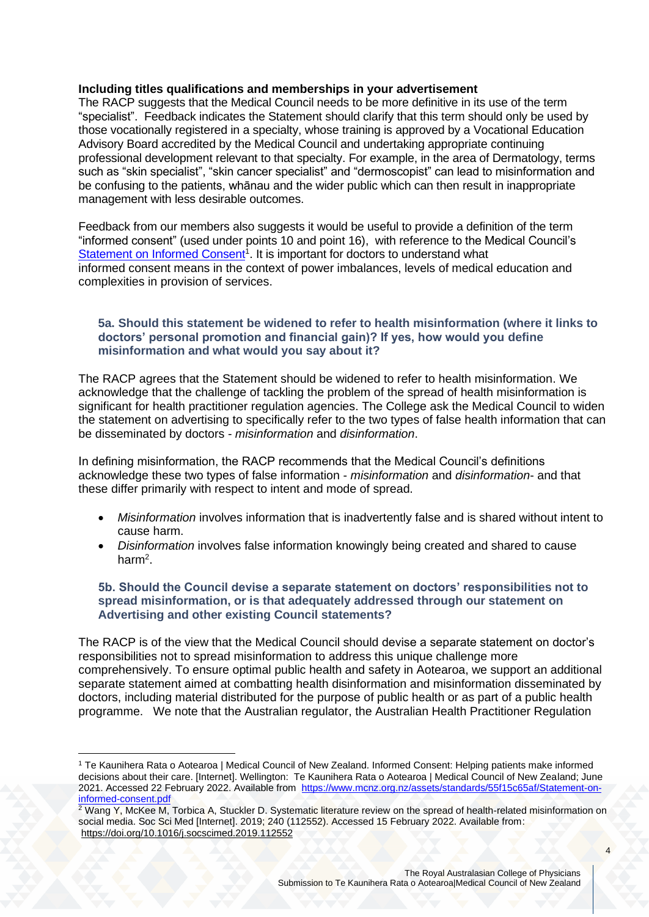**Including titles qualifications and memberships in your advertisement**

The RACP suggests that the Medical Council needs to be more definitive in its use of the term "specialist". Feedback indicates the Statement should clarify that this term should only be used by those vocationally registered in a specialty, whose training is approved by a Vocational Education Advisory Board accredited by the Medical Council and undertaking appropriate continuing professional development relevant to that specialty. For example, in the area of Dermatology, terms such as "skin specialist", "skin cancer specialist" and "dermoscopist" can lead to misinformation and be confusing to the patients, whānau and the wider public which can then result in inappropriate management with less desirable outcomes.

Feedback from our members also suggests it would be useful to provide a definition of the term "informed consent" (used under points 10 and point 16), with reference to the Medical Council's [Statement on Informed Consent](https://www.mcnz.org.nz/assets/standards/55f15c65af/Statement-on-informed-consent.pdf)[1]. It is important for doctors to understand what informed consent means in the context of power imbalances, levels of medical education and complexities in provision of services.

**5a. Should this statement be widened to refer to health misinformation (where it links to doctors' personal promotion and financial gain)? If yes, how would you define misinformation and what would you say about it?**

The RACP agrees that the Statement should be widened to refer to health misinformation. We acknowledge that the challenge of tackling the problem of the spread of health misinformation is significant for health practitioner regulation agencies. The College ask the Medical Council to widen the statement on advertising to specifically refer to the two types of false health information that can be disseminated by doctors - *misinformation* and *disinformation*.

In defining misinformation, the RACP recommends that the Medical Council's definitions acknowledge these two types of false information - *misinformation* and *disinformation*- and that these differ primarily with respect to intent and mode of spread.

- *Misinformation* involves information that is inadvertently false and is shared without intent to cause harm.
- *Disinformation* involves false information knowingly being created and shared to cause harm[2].

**5b. Should the Council devise a separate statement on doctors' responsibilities not to spread misinformation, or is that adequately addressed through our statement on Advertising and other existing Council statements?**

The RACP is of the view that the Medical Council should devise a separate statement on doctor's responsibilities not to spread misinformation to address this unique challenge more comprehensively. To ensure optimal public health and safety in Aotearoa, we support an additional separate statement aimed at combatting health disinformation and misinformation disseminated by doctors, including material distributed for the purpose of public health or as part of a public health programme. We note that the Australian regulator, the Australian Health Practitioner Regulation

---

[1] Te Kaunihera Rata o Aotearoa | Medical Council of New Zealand. Informed Consent: Helping patients make informed decisions about their care. [Internet]. Wellington: Te Kaunihera Rata o Aotearoa | Medical Council of New Zealand; June 2021. Accessed 22 February 2022. Available from https://www.mcnz.org.nz/assets/standards/55f15c65af/Statement-on-informed-consent.pdf

[2] Wang Y, McKee M, Torbica A, Stuckler D. Systematic literature review on the spread of health-related misinformation on social media. Soc Sci Med [Internet]. 2019; 240 (112552). Accessed 15 February 2022. Available from: https://doi.org/10.1016/j.socscimed.2019.112552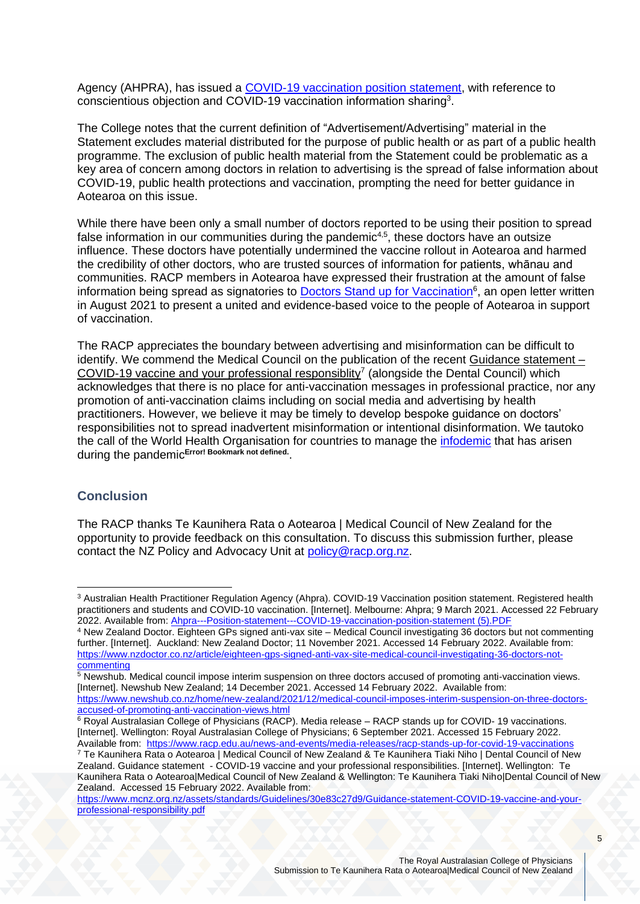Agency (AHPRA), has issued a [COVID-19 vaccination position statement](#), with reference to conscientious objection and COVID-19 vaccination information sharing[3].

The College notes that the current definition of "Advertisement/Advertising" material in the Statement excludes material distributed for the purpose of public health or as part of a public health programme. The exclusion of public health material from the Statement could be problematic as a key area of concern among doctors in relation to advertising is the spread of false information about COVID-19, public health protections and vaccination, prompting the need for better guidance in Aotearoa on this issue.

While there have been only a small number of doctors reported to be using their position to spread false information in our communities during the pandemic[4,5], these doctors have an outsize influence. These doctors have potentially undermined the vaccine rollout in Aotearoa and harmed the credibility of other doctors, who are trusted sources of information for patients, whānau and communities. RACP members in Aotearoa have expressed their frustration at the amount of false information being spread as signatories to [Doctors Stand up for Vaccination](#)[6], an open letter written in August 2021 to present a united and evidence-based voice to the people of Aotearoa in support of vaccination.

The RACP appreciates the boundary between advertising and misinformation can be difficult to identify. We commend the Medical Council on the publication of the recent [Guidance statement – COVID-19 vaccine and your professional responsiblity](#)[7] (alongside the Dental Council) which acknowledges that there is no place for anti-vaccination messages in professional practice, nor any promotion of anti-vaccination claims including on social media and advertising by health practitioners. However, we believe it may be timely to develop bespoke guidance on doctors' responsibilities not to spread inadvertent misinformation or intentional disinformation. We tautoko the call of the World Health Organisation for countries to manage the [infodemic](#) that has arisen during the pandemic**Error! Bookmark not defined.**.

## Conclusion

The RACP thanks Te Kaunihera Rata o Aotearoa | Medical Council of New Zealand for the opportunity to provide feedback on this consultation. To discuss this submission further, please contact the NZ Policy and Advocacy Unit at [policy@racp.org.nz](mailto:policy@racp.org.nz).

---

[3] Australian Health Practitioner Regulation Agency (Ahpra). COVID-19 Vaccination position statement. Registered health practitioners and students and COVID-10 vaccination. [Internet]. Melbourne: Ahpra; 9 March 2021. Accessed 22 February 2022. Available from: Ahpra---Position-statement---COVID-19-vaccination-position-statement (5).PDF

[4] New Zealand Doctor. Eighteen GPs signed anti-vax site – Medical Council investigating 36 doctors but not commenting further. [Internet]. Auckland: New Zealand Doctor; 11 November 2021. Accessed 14 February 2022. Available from: https://www.nzdoctor.co.nz/article/eighteen-gps-signed-anti-vax-site-medical-council-investigating-36-doctors-not-commenting

[5] Newshub. Medical council impose interim suspension on three doctors accused of promoting anti-vaccination views. [Internet]. Newshub New Zealand; 14 December 2021. Accessed 14 February 2022. Available from: https://www.newshub.co.nz/home/new-zealand/2021/12/medical-council-imposes-interim-suspension-on-three-doctors-accused-of-promoting-anti-vaccination-views.html

[6] Royal Australasian College of Physicians (RACP). Media release – RACP stands up for COVID- 19 vaccinations. [Internet]. Wellington: Royal Australasian College of Physicians; 6 September 2021. Accessed 15 February 2022. Available from: https://www.racp.edu.au/news-and-events/media-releases/racp-stands-up-for-covid-19-vaccinations

[7] Te Kaunihera Rata o Aotearoa | Medical Council of New Zealand & Te Kaunihera Tiaki Niho | Dental Council of New Zealand. Guidance statement - COVID-19 vaccine and your professional responsibilities. [Internet]. Wellington: Te Kaunihera Rata o Aotearoa|Medical Council of New Zealand & Wellington: Te Kaunihera Tiaki Niho|Dental Council of New Zealand. Accessed 15 February 2022. Available from: https://www.mcnz.org.nz/assets/standards/Guidelines/30e83c27d9/Guidance-statement-COVID-19-vaccine-and-your-professional-responsibility.pdf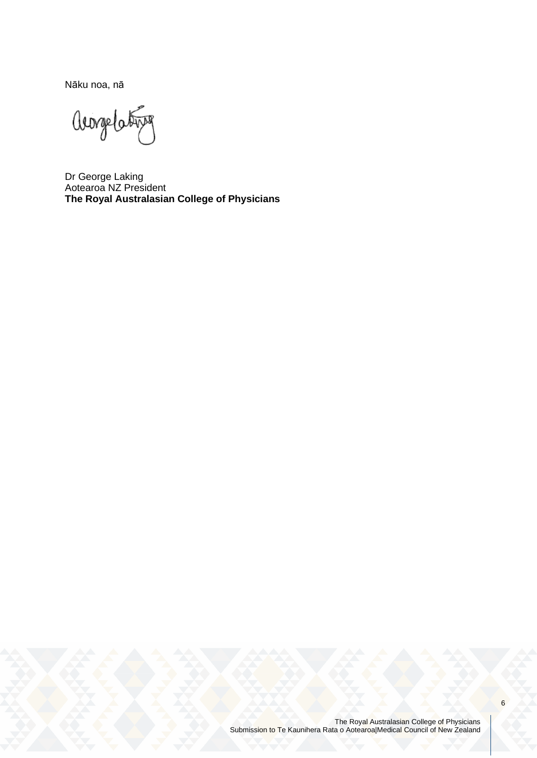Nāku noa, nā

Dr George Laking
Aotearoa NZ President
**The Royal Australasian College of Physicians**